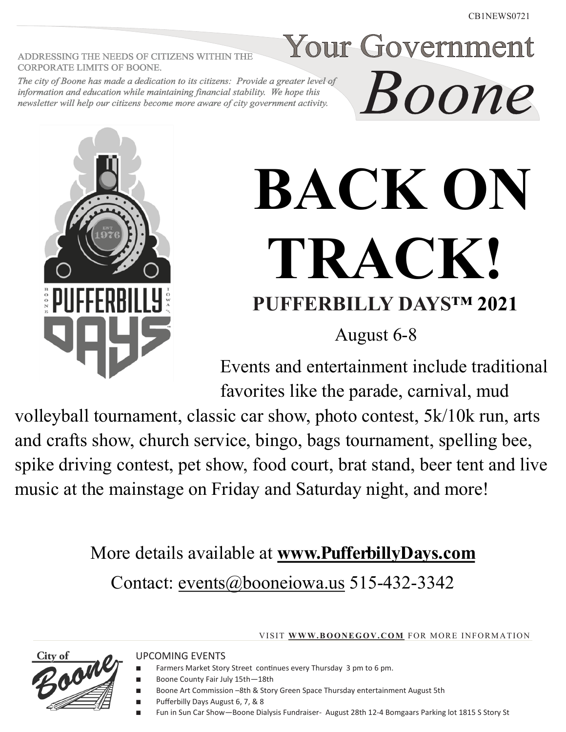CB1NEWS0721

# Your Government Boone

ADDRESSING THE NEEDS OF CITIZENS WITHIN THE CORPORATE LIMITS OF BOONE.

*The city of Boone has made a dedication to its citizens: Provide a greater level of information and education while maintaining financial stability. We hope this newsletter will help our citizens become more aware of city government activity.*

# BACK ON TRACK!

## PUFFERBILLY DAYS™ 2021

August 6-8

Events and entertainment include traditional favorites like the parade, carnival, mud volleyball tournament, classic car show, photo contest, 5k/10k run, arts and crafts show, church service, bingo, bags tournament, spelling bee, spike driving contest, pet show, food court, brat stand, beer tent and live music at the mainstage on Friday and Saturday night, and more!

More details available at **www.PufferbillyDays.com**

Contact: events@booneiowa.us 515-432-3342

VISIT **WWW.BOONEGOV.COM** FOR MORE INFORMATION

### UPCOMING EVENTS

- Farmers Market Story Street continues every Thursday 3 pm to 6 pm.
- Boone County Fair July 15th—18th
- Boone Art Commission –8th & Story Green Space Thursday entertainment August 5th
- Pufferbilly Days August 6, 7, & 8
- Fun in Sun Car Show—Boone Dialysis Fundraiser- August 28th 12-4 Bomgaars Parking lot 1815 S Story St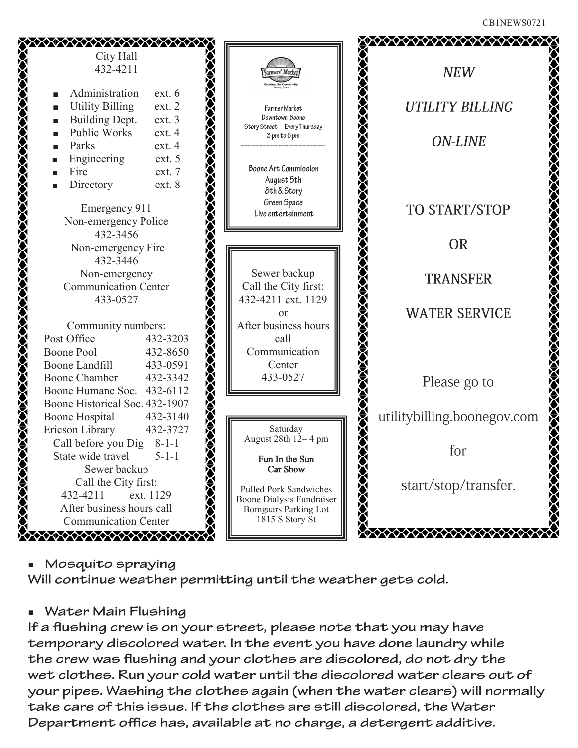City Hall
432-4211

- Administration ext. 6
- Utility Billing ext. 2
- Building Dept. ext. 3
- Public Works ext. 4
- Parks ext. 4
- Engineering ext. 5
- Fire ext. 7
- Directory ext. 8

Emergency 911
Non-emergency Police
432-3456
Non-emergency Fire
432-3446
Non-emergency
Communication Center
433-0527

Community numbers:

| | |
|---|---|
| Post Office | 432-3203 |
| Boone Pool | 432-8650 |
| Boone Landfill | 433-0591 |
| Boone Chamber | 432-3342 |
| Boone Humane Soc. | 432-6112 |
| Boone Historical Soc. | 432-1907 |
| Boone Hospital | 432-3140 |
| Ericson Library | 432-3727 |
| Call before you Dig | 8-1-1 |
| State wide travel | 5-1-1 |

Sewer backup
Call the City first:
432-4211 ext. 1129
After business hours call
Communication Center

Farmer Market
Downtown Boone
Story Street Every Thursday
3 pm to 6 pm

---

Boone Art Commission
August 5th
8th & Story
Green Space
Live entertainment

Sewer backup
Call the City first:
432-4211 ext. 1129
or
After business hours
call
Communication
Center
433-0527

Saturday
August 28th 12– 4 pm

**Fun In the Sun**
**Car Show**

Pulled Pork Sandwiches
Boone Dialysis Fundraiser
Bomgaars Parking Lot
1815 S Story St

*NEW*

*UTILITY BILLING*

*ON-LINE*

TO START/STOP

OR

TRANSFER

WATER SERVICE

Please go to

utilitybilling.boonegov.com

for

start/stop/transfer.

- **Mosquito spraying**

**Will continue weather permitting until the weather gets cold.**

- **Water Main Flushing**

**If a flushing crew is on your street, please note that you may have temporary discolored water. In the event you have done laundry while the crew was flushing and your clothes are discolored, do not dry the wet clothes. Run your cold water until the discolored water clears out of your pipes. Washing the clothes again (when the water clears) will normally take care of this issue. If the clothes are still discolored, the Water Department office has, available at no charge, a detergent additive.**